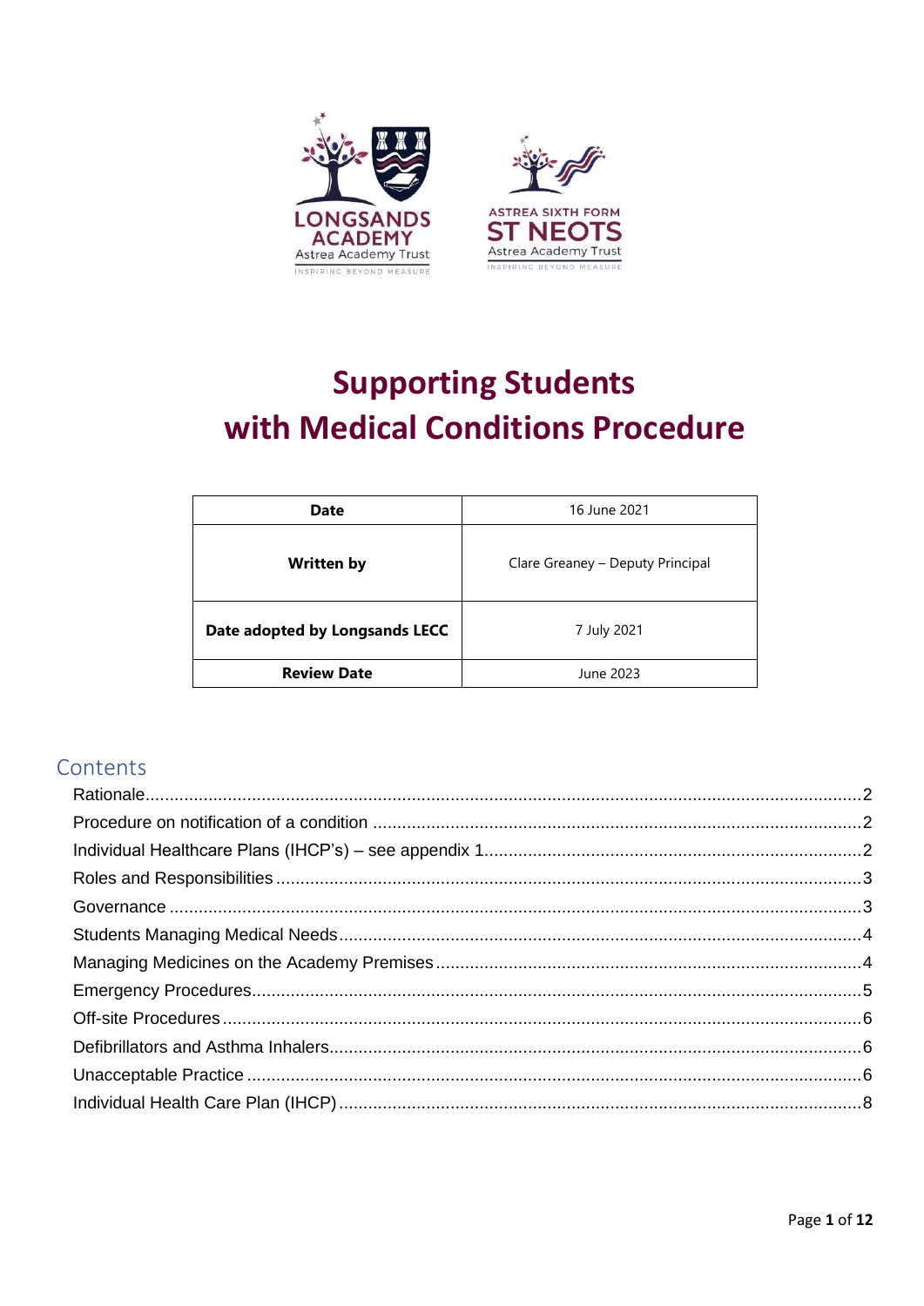# Supporting Students with Medical Conditions Procedure

| Date | 16 June 2021 |
|---|---|
| Written by | Clare Greaney – Deputy Principal |
| Date adopted by Longsands LECC | 7 July 2021 |
| Review Date | June 2023 |

## Contents

- Rationale ........ 2
- Procedure on notification of a condition ........ 2
- Individual Healthcare Plans (IHCP's) – see appendix 1 ........ 2
- Roles and Responsibilities ........ 3
- Governance ........ 3
- Students Managing Medical Needs ........ 4
- Managing Medicines on the Academy Premises ........ 4
- Emergency Procedures ........ 5
- Off-site Procedures ........ 6
- Defibrillators and Asthma Inhalers ........ 6
- Unacceptable Practice ........ 6
- Individual Health Care Plan (IHCP) ........ 8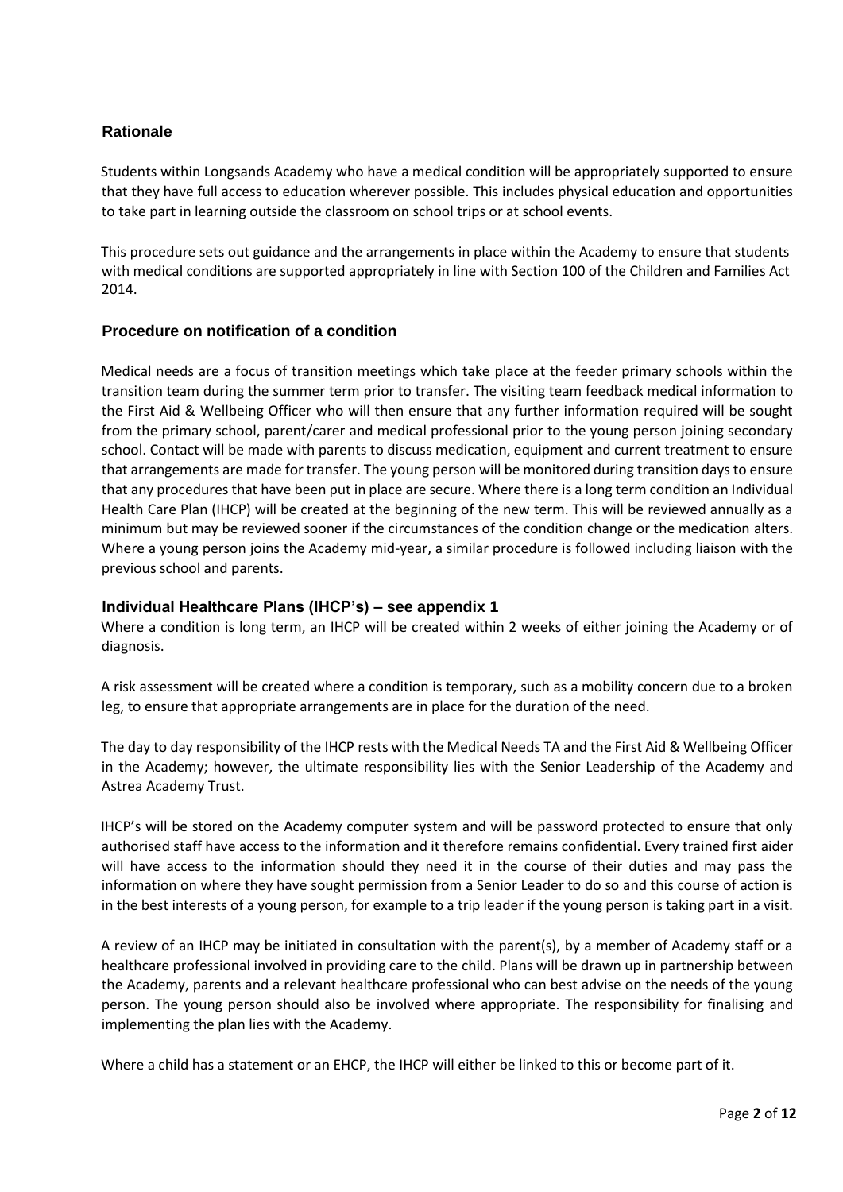## Rationale

Students within Longsands Academy who have a medical condition will be appropriately supported to ensure that they have full access to education wherever possible. This includes physical education and opportunities to take part in learning outside the classroom on school trips or at school events.

This procedure sets out guidance and the arrangements in place within the Academy to ensure that students with medical conditions are supported appropriately in line with Section 100 of the Children and Families Act 2014.

## Procedure on notification of a condition

Medical needs are a focus of transition meetings which take place at the feeder primary schools within the transition team during the summer term prior to transfer. The visiting team feedback medical information to the First Aid & Wellbeing Officer who will then ensure that any further information required will be sought from the primary school, parent/carer and medical professional prior to the young person joining secondary school. Contact will be made with parents to discuss medication, equipment and current treatment to ensure that arrangements are made for transfer. The young person will be monitored during transition days to ensure that any procedures that have been put in place are secure. Where there is a long term condition an Individual Health Care Plan (IHCP) will be created at the beginning of the new term. This will be reviewed annually as a minimum but may be reviewed sooner if the circumstances of the condition change or the medication alters. Where a young person joins the Academy mid-year, a similar procedure is followed including liaison with the previous school and parents.

## Individual Healthcare Plans (IHCP's) – see appendix 1

Where a condition is long term, an IHCP will be created within 2 weeks of either joining the Academy or of diagnosis.

A risk assessment will be created where a condition is temporary, such as a mobility concern due to a broken leg, to ensure that appropriate arrangements are in place for the duration of the need.

The day to day responsibility of the IHCP rests with the Medical Needs TA and the First Aid & Wellbeing Officer in the Academy; however, the ultimate responsibility lies with the Senior Leadership of the Academy and Astrea Academy Trust.

IHCP's will be stored on the Academy computer system and will be password protected to ensure that only authorised staff have access to the information and it therefore remains confidential. Every trained first aider will have access to the information should they need it in the course of their duties and may pass the information on where they have sought permission from a Senior Leader to do so and this course of action is in the best interests of a young person, for example to a trip leader if the young person is taking part in a visit.

A review of an IHCP may be initiated in consultation with the parent(s), by a member of Academy staff or a healthcare professional involved in providing care to the child. Plans will be drawn up in partnership between the Academy, parents and a relevant healthcare professional who can best advise on the needs of the young person. The young person should also be involved where appropriate. The responsibility for finalising and implementing the plan lies with the Academy.

Where a child has a statement or an EHCP, the IHCP will either be linked to this or become part of it.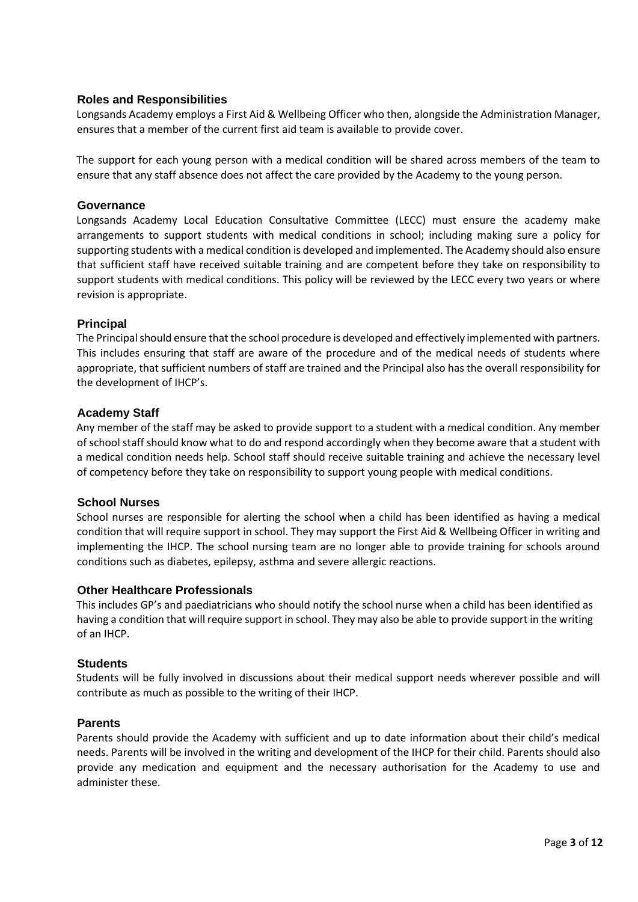## Roles and Responsibilities

Longsands Academy employs a First Aid & Wellbeing Officer who then, alongside the Administration Manager, ensures that a member of the current first aid team is available to provide cover.

The support for each young person with a medical condition will be shared across members of the team to ensure that any staff absence does not affect the care provided by the Academy to the young person.

### Governance

Longsands Academy Local Education Consultative Committee (LECC) must ensure the academy make arrangements to support students with medical conditions in school; including making sure a policy for supporting students with a medical condition is developed and implemented. The Academy should also ensure that sufficient staff have received suitable training and are competent before they take on responsibility to support students with medical conditions. This policy will be reviewed by the LECC every two years or where revision is appropriate.

### Principal

The Principal should ensure that the school procedure is developed and effectively implemented with partners. This includes ensuring that staff are aware of the procedure and of the medical needs of students where appropriate, that sufficient numbers of staff are trained and the Principal also has the overall responsibility for the development of IHCP's.

### Academy Staff

Any member of the staff may be asked to provide support to a student with a medical condition. Any member of school staff should know what to do and respond accordingly when they become aware that a student with a medical condition needs help. School staff should receive suitable training and achieve the necessary level of competency before they take on responsibility to support young people with medical conditions.

### School Nurses

School nurses are responsible for alerting the school when a child has been identified as having a medical condition that will require support in school. They may support the First Aid & Wellbeing Officer in writing and implementing the IHCP. The school nursing team are no longer able to provide training for schools around conditions such as diabetes, epilepsy, asthma and severe allergic reactions.

### Other Healthcare Professionals

This includes GP's and paediatricians who should notify the school nurse when a child has been identified as having a condition that will require support in school. They may also be able to provide support in the writing of an IHCP.

### Students

Students will be fully involved in discussions about their medical support needs wherever possible and will contribute as much as possible to the writing of their IHCP.

### Parents

Parents should provide the Academy with sufficient and up to date information about their child's medical needs. Parents will be involved in the writing and development of the IHCP for their child. Parents should also provide any medication and equipment and the necessary authorisation for the Academy to use and administer these.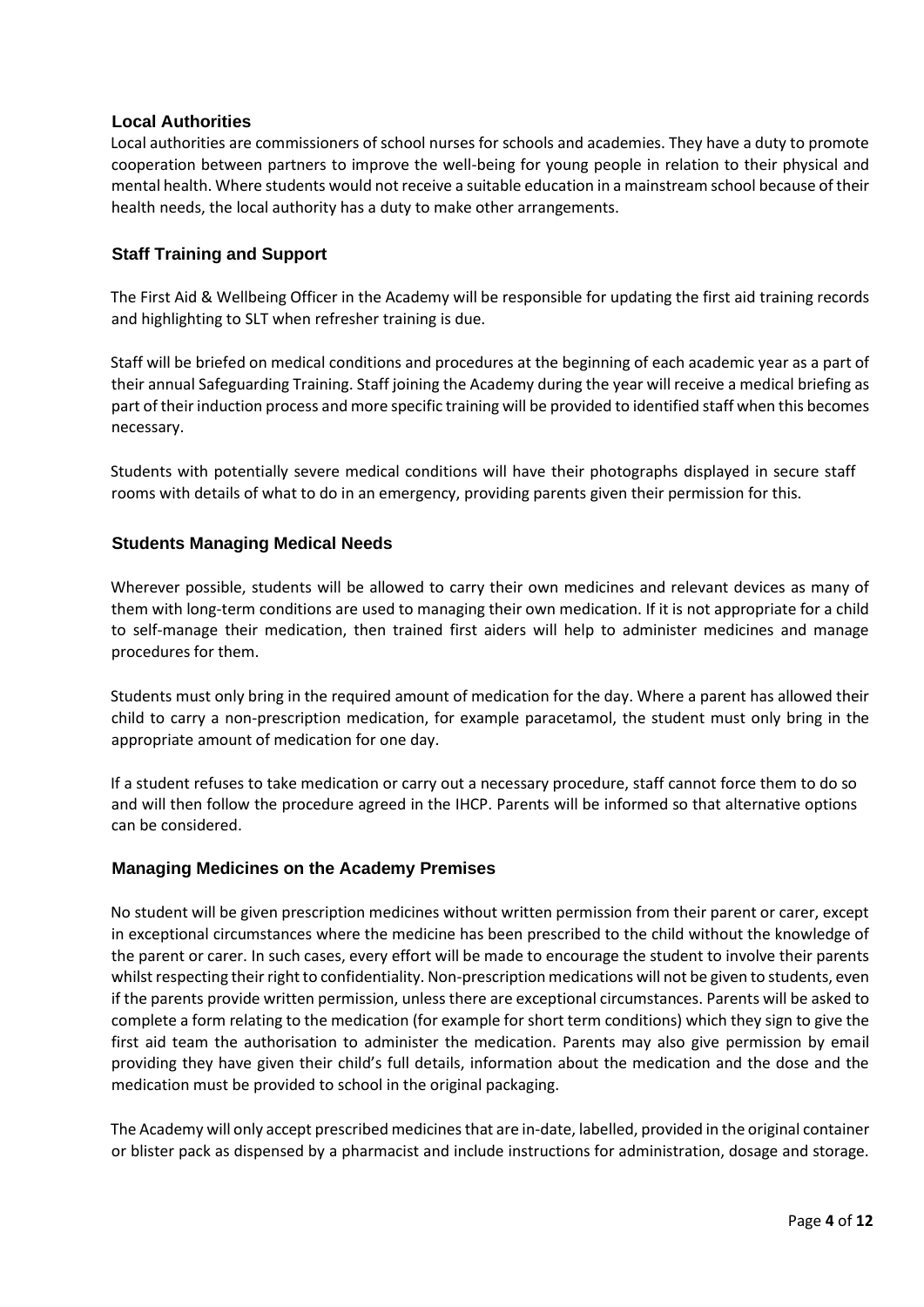## Local Authorities

Local authorities are commissioners of school nurses for schools and academies. They have a duty to promote cooperation between partners to improve the well-being for young people in relation to their physical and mental health. Where students would not receive a suitable education in a mainstream school because of their health needs, the local authority has a duty to make other arrangements.

## Staff Training and Support

The First Aid & Wellbeing Officer in the Academy will be responsible for updating the first aid training records and highlighting to SLT when refresher training is due.

Staff will be briefed on medical conditions and procedures at the beginning of each academic year as a part of their annual Safeguarding Training. Staff joining the Academy during the year will receive a medical briefing as part of their induction process and more specific training will be provided to identified staff when this becomes necessary.

Students with potentially severe medical conditions will have their photographs displayed in secure staff rooms with details of what to do in an emergency, providing parents given their permission for this.

## Students Managing Medical Needs

Wherever possible, students will be allowed to carry their own medicines and relevant devices as many of them with long-term conditions are used to managing their own medication. If it is not appropriate for a child to self-manage their medication, then trained first aiders will help to administer medicines and manage procedures for them.

Students must only bring in the required amount of medication for the day. Where a parent has allowed their child to carry a non-prescription medication, for example paracetamol, the student must only bring in the appropriate amount of medication for one day.

If a student refuses to take medication or carry out a necessary procedure, staff cannot force them to do so and will then follow the procedure agreed in the IHCP. Parents will be informed so that alternative options can be considered.

## Managing Medicines on the Academy Premises

No student will be given prescription medicines without written permission from their parent or carer, except in exceptional circumstances where the medicine has been prescribed to the child without the knowledge of the parent or carer. In such cases, every effort will be made to encourage the student to involve their parents whilst respecting their right to confidentiality. Non-prescription medications will not be given to students, even if the parents provide written permission, unless there are exceptional circumstances. Parents will be asked to complete a form relating to the medication (for example for short term conditions) which they sign to give the first aid team the authorisation to administer the medication. Parents may also give permission by email providing they have given their child's full details, information about the medication and the dose and the medication must be provided to school in the original packaging.

The Academy will only accept prescribed medicines that are in-date, labelled, provided in the original container or blister pack as dispensed by a pharmacist and include instructions for administration, dosage and storage.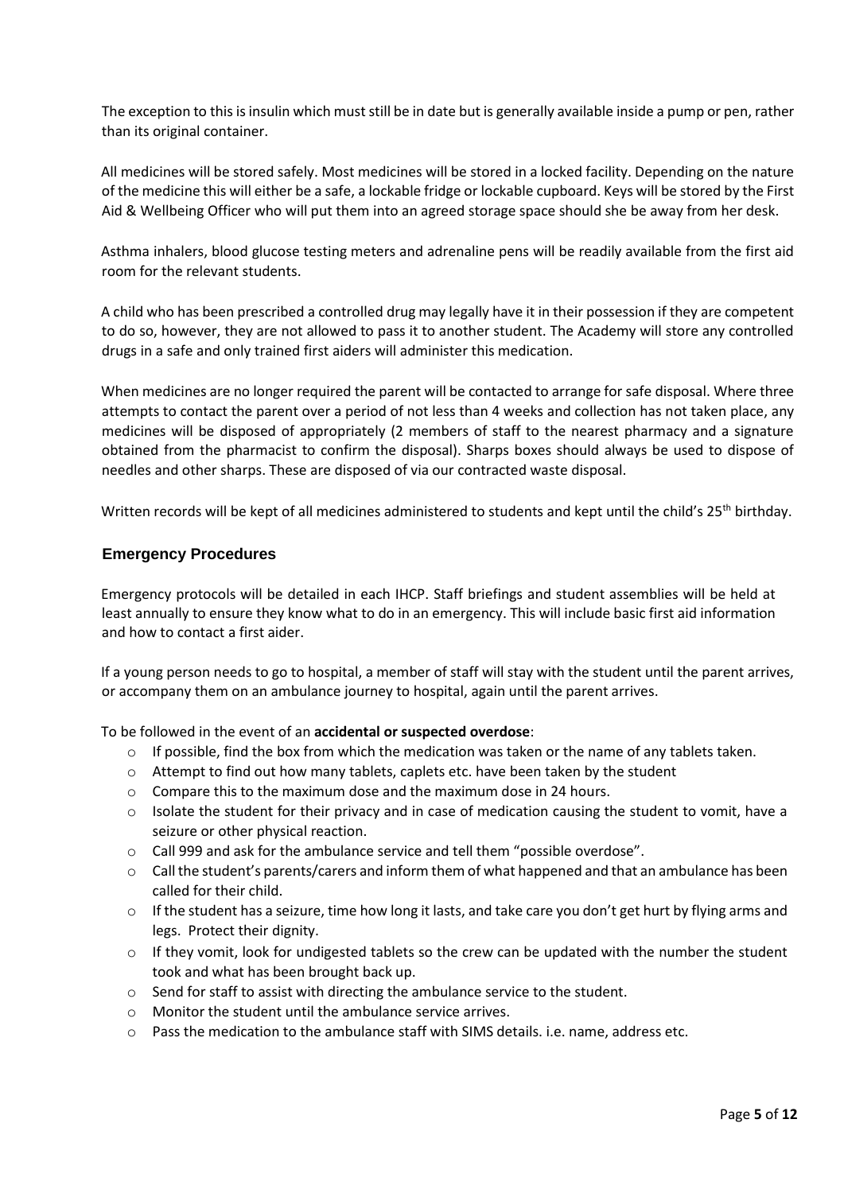The exception to this is insulin which must still be in date but is generally available inside a pump or pen, rather than its original container.

All medicines will be stored safely. Most medicines will be stored in a locked facility. Depending on the nature of the medicine this will either be a safe, a lockable fridge or lockable cupboard. Keys will be stored by the First Aid & Wellbeing Officer who will put them into an agreed storage space should she be away from her desk.

Asthma inhalers, blood glucose testing meters and adrenaline pens will be readily available from the first aid room for the relevant students.

A child who has been prescribed a controlled drug may legally have it in their possession if they are competent to do so, however, they are not allowed to pass it to another student. The Academy will store any controlled drugs in a safe and only trained first aiders will administer this medication.

When medicines are no longer required the parent will be contacted to arrange for safe disposal. Where three attempts to contact the parent over a period of not less than 4 weeks and collection has not taken place, any medicines will be disposed of appropriately (2 members of staff to the nearest pharmacy and a signature obtained from the pharmacist to confirm the disposal). Sharps boxes should always be used to dispose of needles and other sharps. These are disposed of via our contracted waste disposal.

Written records will be kept of all medicines administered to students and kept until the child's 25th birthday.

## Emergency Procedures

Emergency protocols will be detailed in each IHCP. Staff briefings and student assemblies will be held at least annually to ensure they know what to do in an emergency. This will include basic first aid information and how to contact a first aider.

If a young person needs to go to hospital, a member of staff will stay with the student until the parent arrives, or accompany them on an ambulance journey to hospital, again until the parent arrives.

To be followed in the event of an **accidental or suspected overdose**:

- If possible, find the box from which the medication was taken or the name of any tablets taken.
- Attempt to find out how many tablets, caplets etc. have been taken by the student
- Compare this to the maximum dose and the maximum dose in 24 hours.
- Isolate the student for their privacy and in case of medication causing the student to vomit, have a seizure or other physical reaction.
- Call 999 and ask for the ambulance service and tell them "possible overdose".
- Call the student's parents/carers and inform them of what happened and that an ambulance has been called for their child.
- If the student has a seizure, time how long it lasts, and take care you don't get hurt by flying arms and legs. Protect their dignity.
- If they vomit, look for undigested tablets so the crew can be updated with the number the student took and what has been brought back up.
- Send for staff to assist with directing the ambulance service to the student.
- Monitor the student until the ambulance service arrives.
- Pass the medication to the ambulance staff with SIMS details. i.e. name, address etc.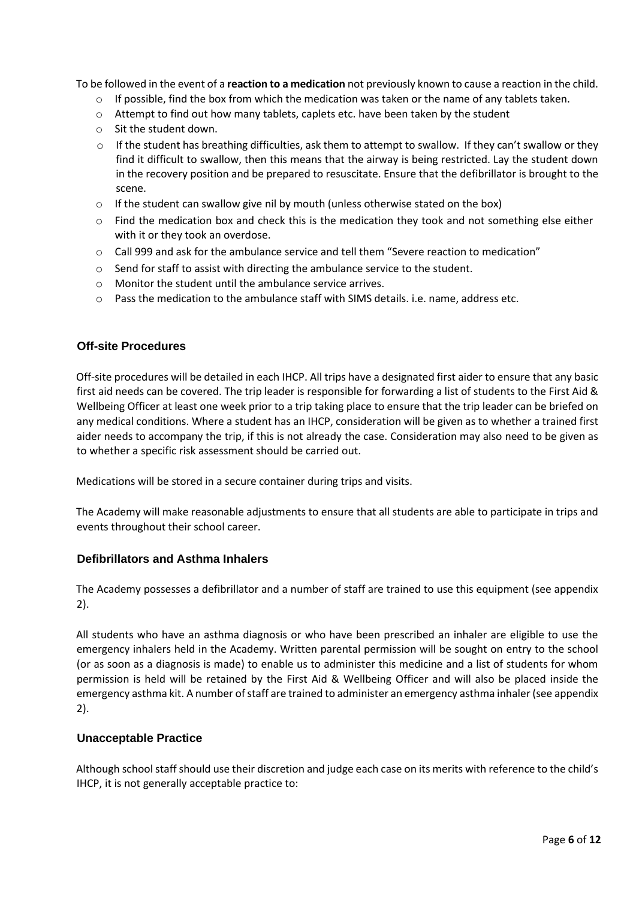To be followed in the event of a **reaction to a medication** not previously known to cause a reaction in the child.

- If possible, find the box from which the medication was taken or the name of any tablets taken.
- Attempt to find out how many tablets, caplets etc. have been taken by the student
- Sit the student down.
- If the student has breathing difficulties, ask them to attempt to swallow. If they can't swallow or they find it difficult to swallow, then this means that the airway is being restricted. Lay the student down in the recovery position and be prepared to resuscitate. Ensure that the defibrillator is brought to the scene.
- If the student can swallow give nil by mouth (unless otherwise stated on the box)
- Find the medication box and check this is the medication they took and not something else either with it or they took an overdose.
- Call 999 and ask for the ambulance service and tell them "Severe reaction to medication"
- Send for staff to assist with directing the ambulance service to the student.
- Monitor the student until the ambulance service arrives.
- Pass the medication to the ambulance staff with SIMS details. i.e. name, address etc.

## Off-site Procedures

Off-site procedures will be detailed in each IHCP. All trips have a designated first aider to ensure that any basic first aid needs can be covered. The trip leader is responsible for forwarding a list of students to the First Aid & Wellbeing Officer at least one week prior to a trip taking place to ensure that the trip leader can be briefed on any medical conditions. Where a student has an IHCP, consideration will be given as to whether a trained first aider needs to accompany the trip, if this is not already the case. Consideration may also need to be given as to whether a specific risk assessment should be carried out.

Medications will be stored in a secure container during trips and visits.

The Academy will make reasonable adjustments to ensure that all students are able to participate in trips and events throughout their school career.

## Defibrillators and Asthma Inhalers

The Academy possesses a defibrillator and a number of staff are trained to use this equipment (see appendix 2).

All students who have an asthma diagnosis or who have been prescribed an inhaler are eligible to use the emergency inhalers held in the Academy. Written parental permission will be sought on entry to the school (or as soon as a diagnosis is made) to enable us to administer this medicine and a list of students for whom permission is held will be retained by the First Aid & Wellbeing Officer and will also be placed inside the emergency asthma kit. A number of staff are trained to administer an emergency asthma inhaler (see appendix 2).

## Unacceptable Practice

Although school staff should use their discretion and judge each case on its merits with reference to the child's IHCP, it is not generally acceptable practice to: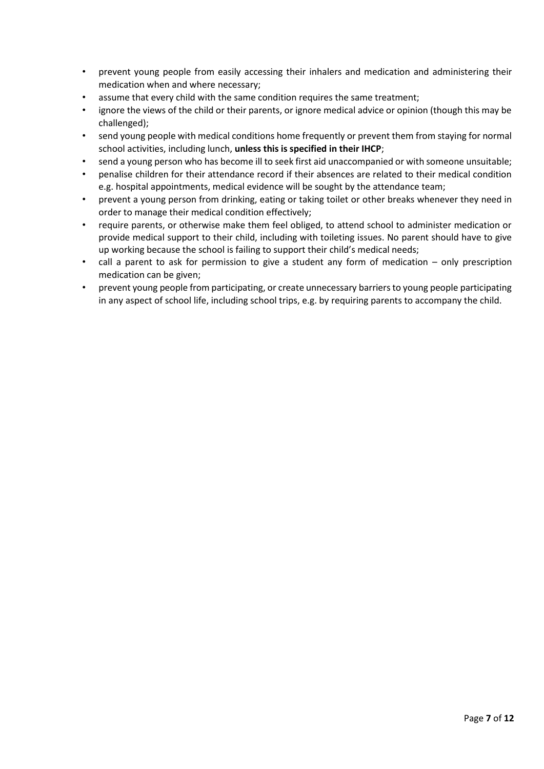- prevent young people from easily accessing their inhalers and medication and administering their medication when and where necessary;
- assume that every child with the same condition requires the same treatment;
- ignore the views of the child or their parents, or ignore medical advice or opinion (though this may be challenged);
- send young people with medical conditions home frequently or prevent them from staying for normal school activities, including lunch, **unless this is specified in their IHCP**;
- send a young person who has become ill to seek first aid unaccompanied or with someone unsuitable;
- penalise children for their attendance record if their absences are related to their medical condition e.g. hospital appointments, medical evidence will be sought by the attendance team;
- prevent a young person from drinking, eating or taking toilet or other breaks whenever they need in order to manage their medical condition effectively;
- require parents, or otherwise make them feel obliged, to attend school to administer medication or provide medical support to their child, including with toileting issues. No parent should have to give up working because the school is failing to support their child's medical needs;
- call a parent to ask for permission to give a student any form of medication – only prescription medication can be given;
- prevent young people from participating, or create unnecessary barriers to young people participating in any aspect of school life, including school trips, e.g. by requiring parents to accompany the child.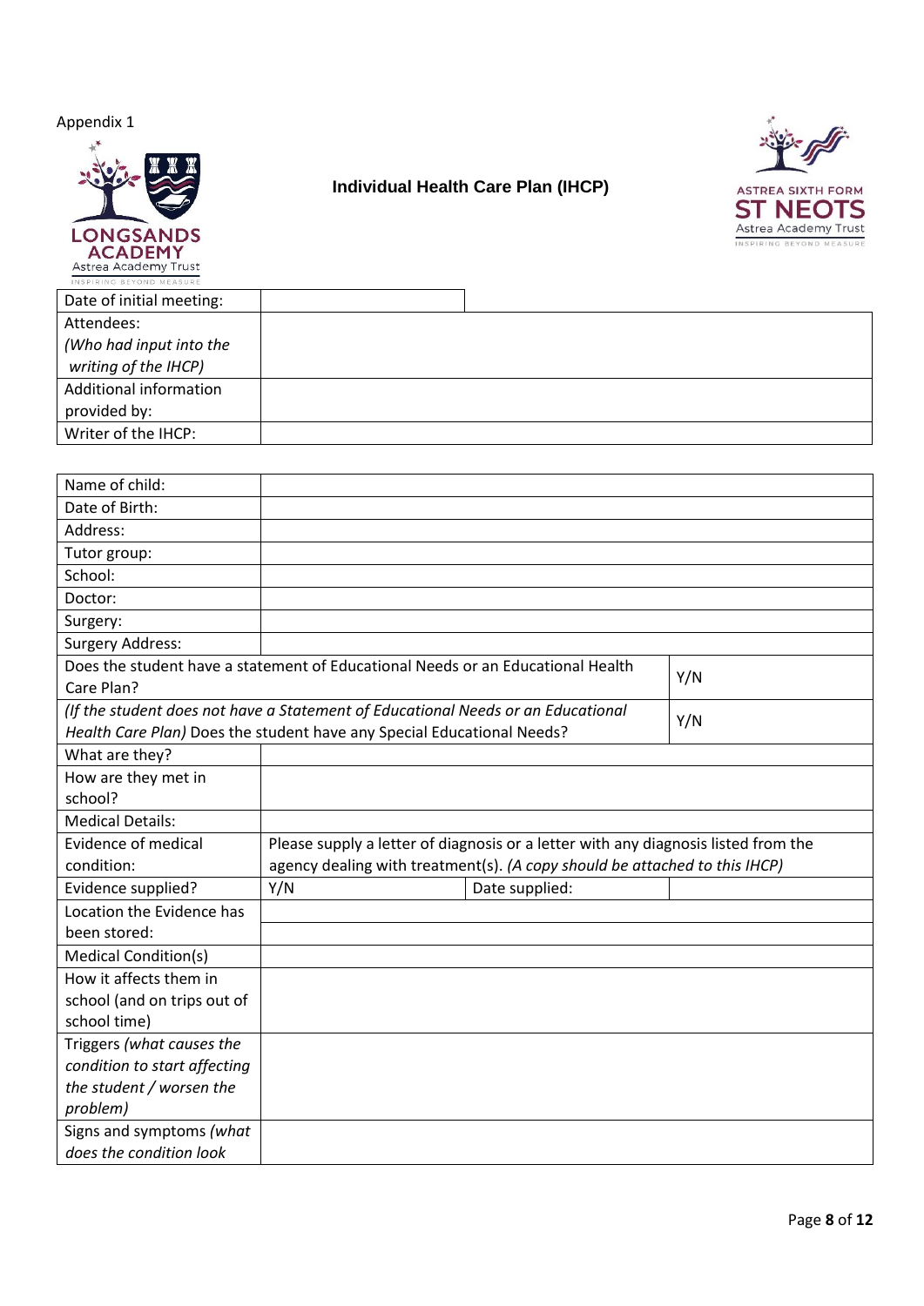Appendix 1

LONGSANDS ACADEMY
Astrea Academy Trust
INSPIRING BEYOND MEASURE

## Individual Health Care Plan (IHCP)

ASTREA SIXTH FORM
ST NEOTS
Astrea Academy Trust
INSPIRING BEYOND MEASURE

| Date of initial meeting: | |
|---|---|
| Attendees: *(Who had input into the writing of the IHCP)* | |
| Additional information provided by: | |
| Writer of the IHCP: | |

| Name of child: | | | |
|---|---|---|---|
| Date of Birth: | | | |
| Address: | | | |
| Tutor group: | | | |
| School: | | | |
| Doctor: | | | |
| Surgery: | | | |
| Surgery Address: | | | |
| Does the student have a statement of Educational Needs or an Educational Health Care Plan? | | | Y/N |
| *(If the student does not have a Statement of Educational Needs or an Educational Health Care Plan)* Does the student have any Special Educational Needs? | | | Y/N |
| What are they? | | | |
| How are they met in school? | | | |
| Medical Details: | | | |
| Evidence of medical condition: | Please supply a letter of diagnosis or a letter with any diagnosis listed from the agency dealing with treatment(s). *(A copy should be attached to this IHCP)* | | |
| Evidence supplied? | Y/N | Date supplied: | |
| Location the Evidence has been stored: | | | |
| Medical Condition(s) | | | |
| How it affects them in school (and on trips out of school time) | | | |
| Triggers *(what causes the condition to start affecting the student / worsen the problem)* | | | |
| Signs and symptoms *(what does the condition look* | | | |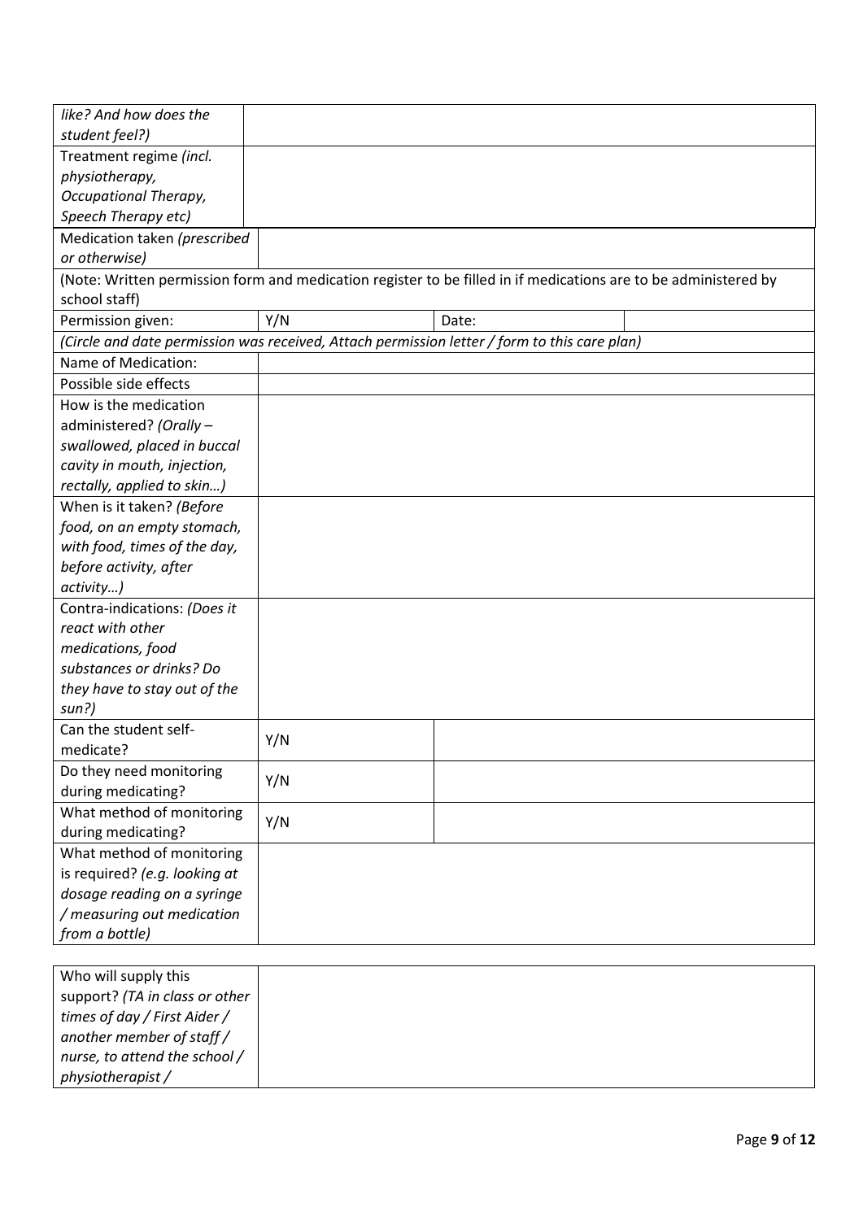| | | | |
|---|---|---|---|
| *like? And how does the student feel?)* | | | |
| Treatment regime *(incl. physiotherapy, Occupational Therapy, Speech Therapy etc)* | | | |
| Medication taken *(prescribed or otherwise)* | | | |
| (Note: Written permission form and medication register to be filled in if medications are to be administered by school staff) | | | |
| Permission given: | Y/N | Date: | |
| *(Circle and date permission was received, Attach permission letter / form to this care plan)* | | | |
| Name of Medication: | | | |
| Possible side effects | | | |
| How is the medication administered? *(Orally – swallowed, placed in buccal cavity in mouth, injection, rectally, applied to skin…)* | | | |
| When is it taken? *(Before food, on an empty stomach, with food, times of the day, before activity, after activity…)* | | | |
| Contra-indications: *(Does it react with other medications, food substances or drinks? Do they have to stay out of the sun?)* | | | |
| Can the student self-medicate? | Y/N | | |
| Do they need monitoring during medicating? | Y/N | | |
| What method of monitoring during medicating? | Y/N | | |
| What method of monitoring is required? *(e.g. looking at dosage reading on a syringe / measuring out medication from a bottle)* | | | |

| | |
|---|---|
| Who will supply this support? *(TA in class or other times of day / First Aider / another member of staff / nurse, to attend the school / physiotherapist /* | |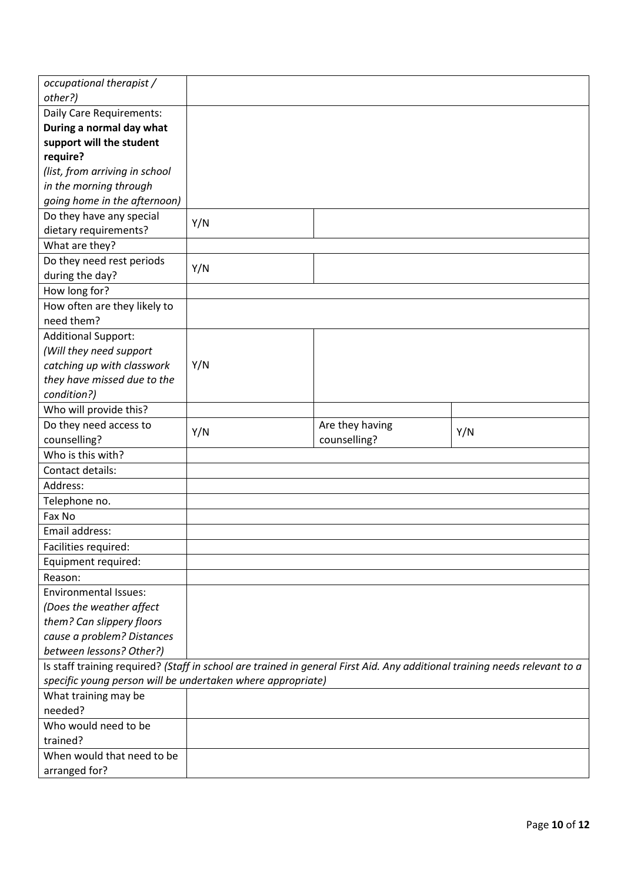| | | | |
|---|---|---|---|
| *occupational therapist / other?)* | | | |
| Daily Care Requirements: **During a normal day what support will the student require?** *(list, from arriving in school in the morning through going home in the afternoon)* | | | |
| Do they have any special dietary requirements? | Y/N | | |
| What are they? | | | |
| Do they need rest periods during the day? | Y/N | | |
| How long for? | | | |
| How often are they likely to need them? | | | |
| Additional Support: *(Will they need support catching up with classwork they have missed due to the condition?)* | Y/N | | |
| Who will provide this? | | | |
| Do they need access to counselling? | Y/N | Are they having counselling? | Y/N |
| Who is this with? | | | |
| Contact details: | | | |
| Address: | | | |
| Telephone no. | | | |
| Fax No | | | |
| Email address: | | | |
| Facilities required: | | | |
| Equipment required: | | | |
| Reason: | | | |
| Environmental Issues: *(Does the weather affect them? Can slippery floors cause a problem? Distances between lessons? Other?)* | | | |
| Is staff training required? *(Staff in school are trained in general First Aid. Any additional training needs relevant to a specific young person will be undertaken where appropriate)* | | | |
| What training may be needed? | | | |
| Who would need to be trained? | | | |
| When would that need to be arranged for? | | | |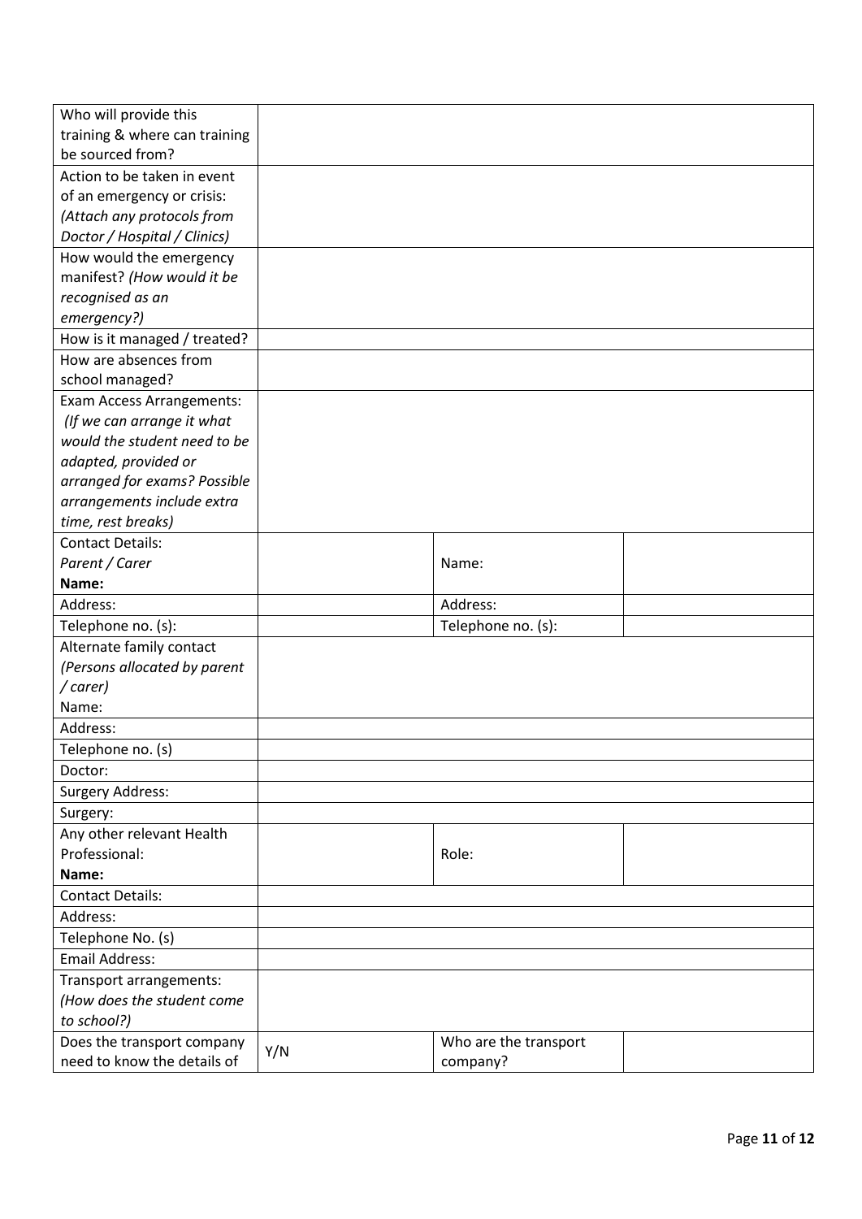| | | | |
|---|---|---|---|
| Who will provide this training & where can training be sourced from? | | | |
| Action to be taken in event of an emergency or crisis: *(Attach any protocols from Doctor / Hospital / Clinics)* | | | |
| How would the emergency manifest? *(How would it be recognised as an emergency?)* | | | |
| How is it managed / treated? | | | |
| How are absences from school managed? | | | |
| Exam Access Arrangements: *(If we can arrange it what would the student need to be adapted, provided or arranged for exams? Possible arrangements include extra time, rest breaks)* | | | |
| Contact Details: *Parent / Carer* **Name:** | | Name: | |
| Address: | | Address: | |
| Telephone no. (s): | | Telephone no. (s): | |
| Alternate family contact *(Persons allocated by parent / carer)* Name: | | | |
| Address: | | | |
| Telephone no. (s) | | | |
| Doctor: | | | |
| Surgery Address: | | | |
| Surgery: | | | |
| Any other relevant Health Professional: **Name:** | | Role: | |
| Contact Details: | | | |
| Address: | | | |
| Telephone No. (s) | | | |
| Email Address: | | | |
| Transport arrangements: *(How does the student come to school?)* | | | |
| Does the transport company need to know the details of | Y/N | Who are the transport company? | |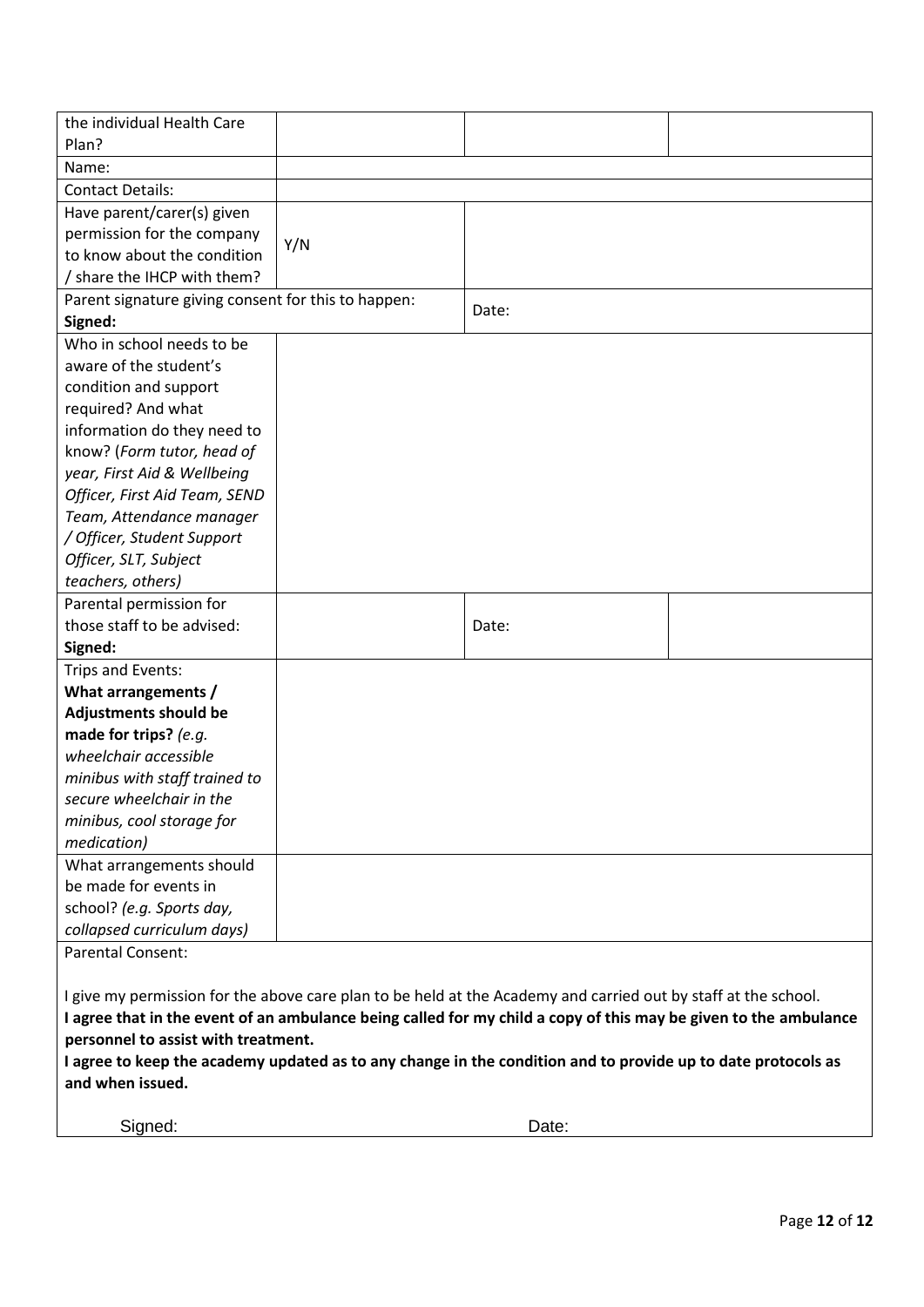| | | | |
|---|---|---|---|
| the individual Health Care Plan? | | | |
| Name: | | | |
| Contact Details: | | | |
| Have parent/carer(s) given permission for the company to know about the condition / share the IHCP with them? | Y/N | | |
| Parent signature giving consent for this to happen: **Signed:** | | Date: | |
| Who in school needs to be aware of the student's condition and support required? And what information do they need to know? (*Form tutor, head of year, First Aid & Wellbeing Officer, First Aid Team, SEND Team, Attendance manager / Officer, Student Support Officer, SLT, Subject teachers, others)* | | | |
| Parental permission for those staff to be advised: **Signed:** | | Date: | |
| Trips and Events: **What arrangements / Adjustments should be made for trips?** *(e.g. wheelchair accessible minibus with staff trained to secure wheelchair in the minibus, cool storage for medication)* | | | |
| What arrangements should be made for events in school? *(e.g. Sports day, collapsed curriculum days)* | | | |

Parental Consent:

I give my permission for the above care plan to be held at the Academy and carried out by staff at the school.
**I agree that in the event of an ambulance being called for my child a copy of this may be given to the ambulance personnel to assist with treatment.**
**I agree to keep the academy updated as to any change in the condition and to provide up to date protocols as and when issued.**

Signed: Date: